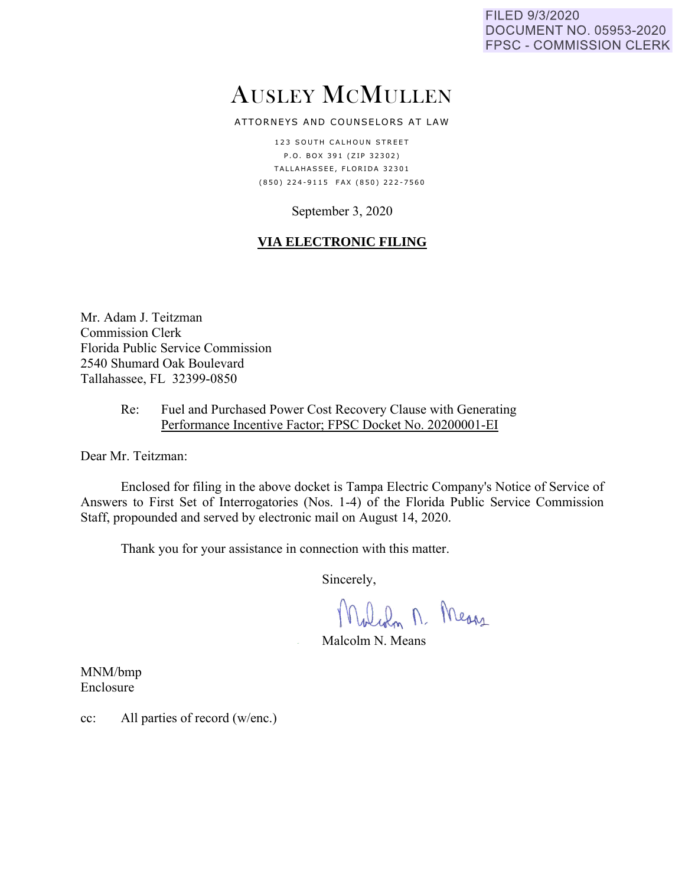FILED 9/3/2020
DOCUMENT NO. 05953-2020
FPSC - COMMISSION CLERK

# AUSLEY MCMULLEN

ATTORNEYS AND COUNSELORS AT LAW

123 SOUTH CALHOUN STREET
P.O. BOX 391 (ZIP 32302)
TALLAHASSEE, FLORIDA 32301
(850) 224-9115 FAX (850) 222-7560

September 3, 2020

**VIA ELECTRONIC FILING**

Mr. Adam J. Teitzman
Commission Clerk
Florida Public Service Commission
2540 Shumard Oak Boulevard
Tallahassee, FL 32399-0850

Re: Fuel and Purchased Power Cost Recovery Clause with Generating Performance Incentive Factor; FPSC Docket No. 20200001-EI

Dear Mr. Teitzman:

Enclosed for filing in the above docket is Tampa Electric Company's Notice of Service of Answers to First Set of Interrogatories (Nos. 1-4) of the Florida Public Service Commission Staff, propounded and served by electronic mail on August 14, 2020.

Thank you for your assistance in connection with this matter.

Sincerely,

Malcolm N. Means

MNM/bmp
Enclosure

cc: All parties of record (w/enc.)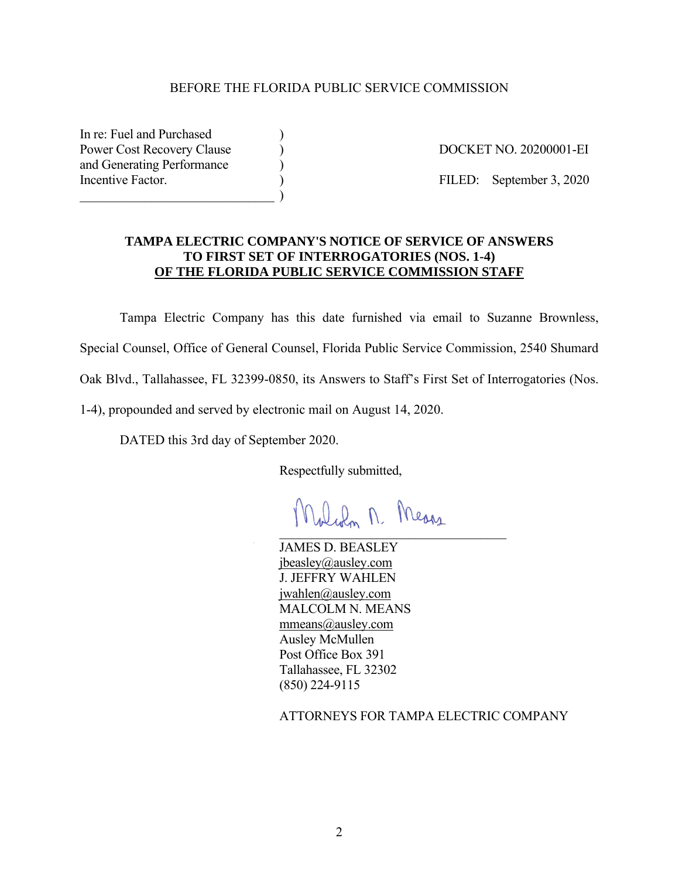BEFORE THE FLORIDA PUBLIC SERVICE COMMISSION

| | | |
|---|---|---|
| In re: Fuel and Purchased Power Cost Recovery Clause and Generating Performance Incentive Factor. | ) | DOCKET NO. 20200001-EI |
| | ) | FILED: September 3, 2020 |

**TAMPA ELECTRIC COMPANY'S NOTICE OF SERVICE OF ANSWERS TO FIRST SET OF INTERROGATORIES (NOS. 1-4) OF THE FLORIDA PUBLIC SERVICE COMMISSION STAFF**

Tampa Electric Company has this date furnished via email to Suzanne Brownless, Special Counsel, Office of General Counsel, Florida Public Service Commission, 2540 Shumard Oak Blvd., Tallahassee, FL 32399-0850, its Answers to Staff's First Set of Interrogatories (Nos. 1-4), propounded and served by electronic mail on August 14, 2020.

DATED this 3rd day of September 2020.

Respectfully submitted,

Malcolm N. Means

JAMES D. BEASLEY
jbeasley@ausley.com
J. JEFFRY WAHLEN
jwahlen@ausley.com
MALCOLM N. MEANS
mmeans@ausley.com
Ausley McMullen
Post Office Box 391
Tallahassee, FL 32302
(850) 224-9115

ATTORNEYS FOR TAMPA ELECTRIC COMPANY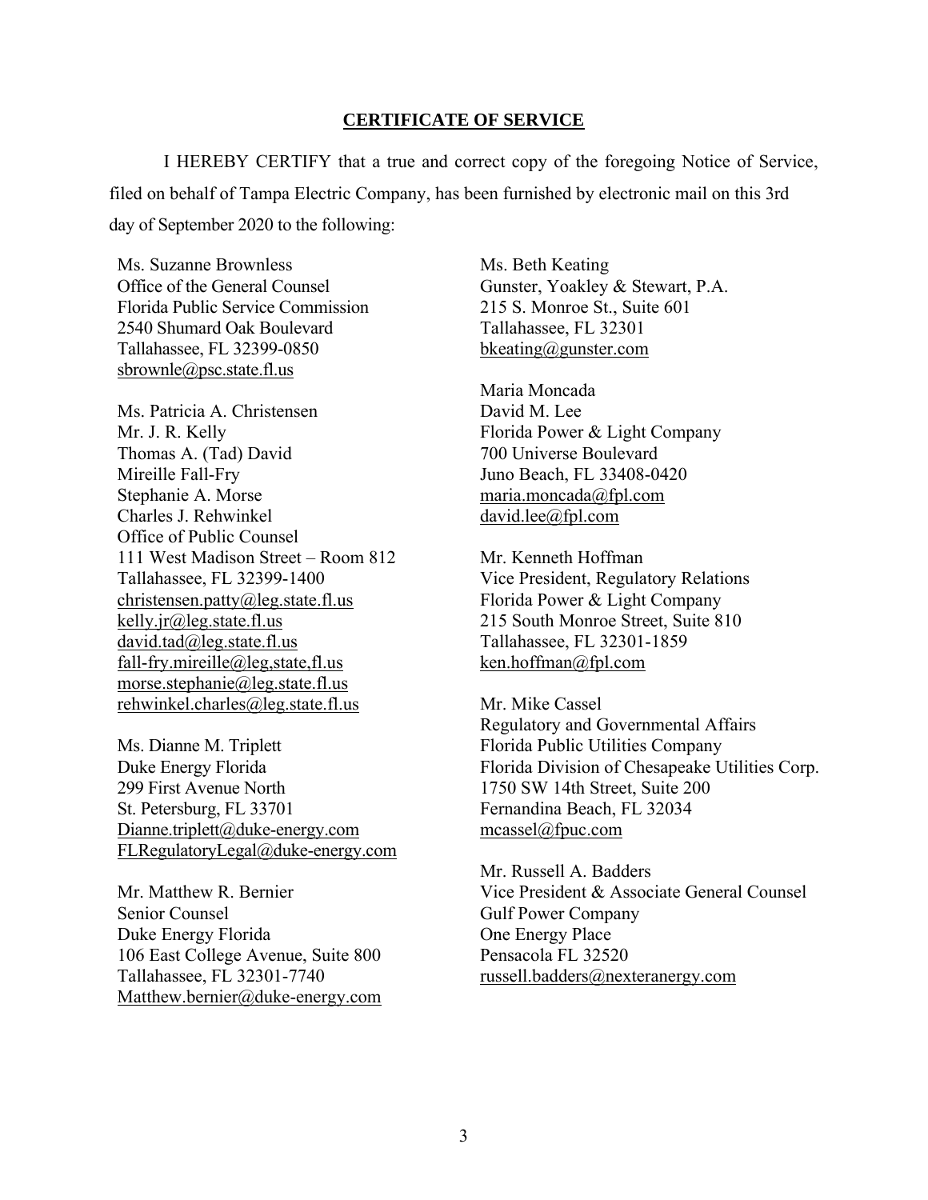## CERTIFICATE OF SERVICE

I HEREBY CERTIFY that a true and correct copy of the foregoing Notice of Service, filed on behalf of Tampa Electric Company, has been furnished by electronic mail on this 3rd day of September 2020 to the following:

Ms. Suzanne Brownless
Office of the General Counsel
Florida Public Service Commission
2540 Shumard Oak Boulevard
Tallahassee, FL 32399-0850
sbrownle@psc.state.fl.us

Ms. Patricia A. Christensen
Mr. J. R. Kelly
Thomas A. (Tad) David
Mireille Fall-Fry
Stephanie A. Morse
Charles J. Rehwinkel
Office of Public Counsel
111 West Madison Street – Room 812
Tallahassee, FL 32399-1400
christensen.patty@leg.state.fl.us
kelly.jr@leg.state.fl.us
david.tad@leg.state.fl.us
fall-fry.mireille@leg,state,fl.us
morse.stephanie@leg.state.fl.us
rehwinkel.charles@leg.state.fl.us

Ms. Dianne M. Triplett
Duke Energy Florida
299 First Avenue North
St. Petersburg, FL 33701
Dianne.triplett@duke-energy.com
FLRegulatoryLegal@duke-energy.com

Mr. Matthew R. Bernier
Senior Counsel
Duke Energy Florida
106 East College Avenue, Suite 800
Tallahassee, FL 32301-7740
Matthew.bernier@duke-energy.com

Ms. Beth Keating
Gunster, Yoakley & Stewart, P.A.
215 S. Monroe St., Suite 601
Tallahassee, FL 32301
bkeating@gunster.com

Maria Moncada
David M. Lee
Florida Power & Light Company
700 Universe Boulevard
Juno Beach, FL 33408-0420
maria.moncada@fpl.com
david.lee@fpl.com

Mr. Kenneth Hoffman
Vice President, Regulatory Relations
Florida Power & Light Company
215 South Monroe Street, Suite 810
Tallahassee, FL 32301-1859
ken.hoffman@fpl.com

Mr. Mike Cassel
Regulatory and Governmental Affairs
Florida Public Utilities Company
Florida Division of Chesapeake Utilities Corp.
1750 SW 14th Street, Suite 200
Fernandina Beach, FL 32034
mcassel@fpuc.com

Mr. Russell A. Badders
Vice President & Associate General Counsel
Gulf Power Company
One Energy Place
Pensacola FL 32520
russell.badders@nexteranergy.com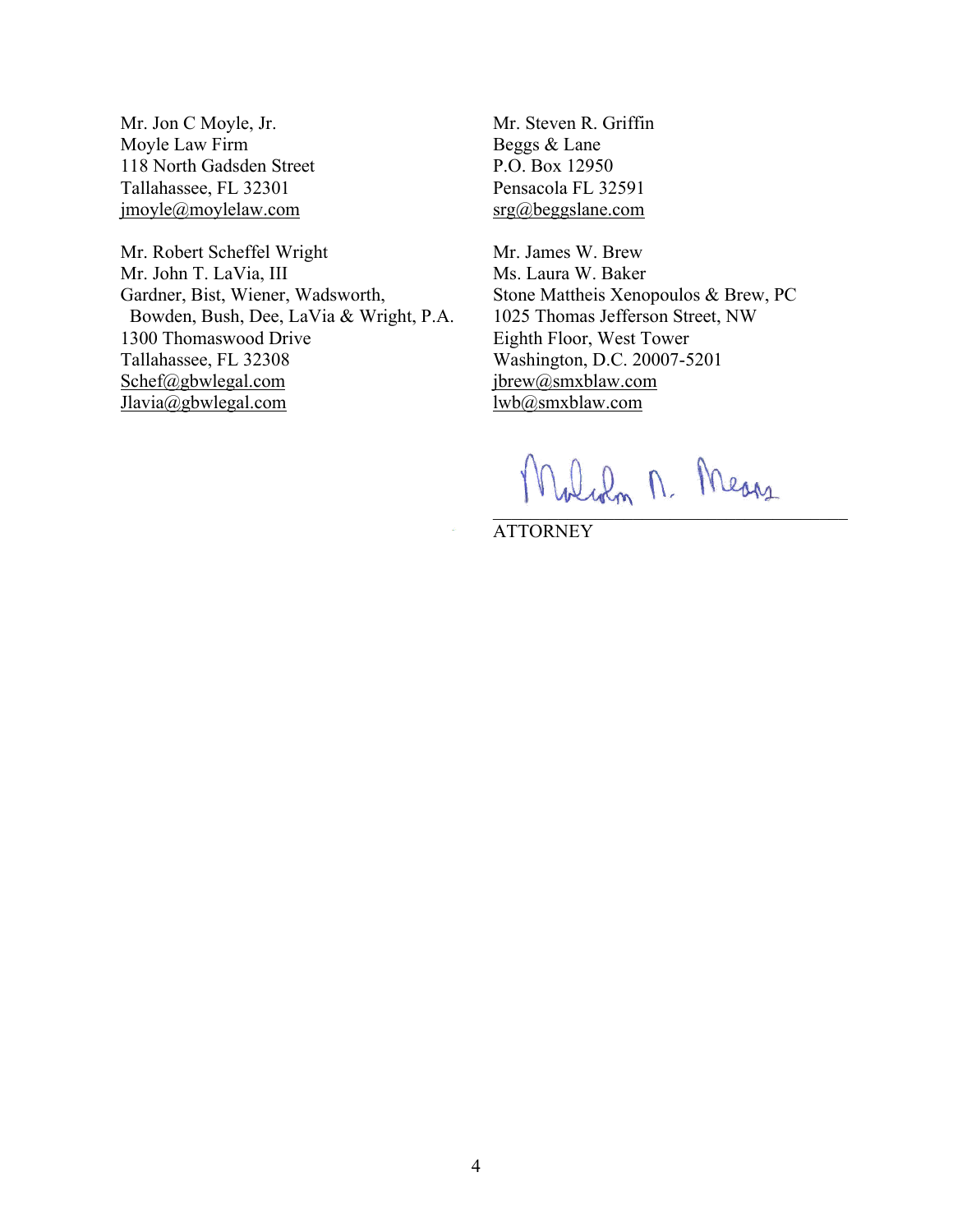Mr. Jon C Moyle, Jr.
Moyle Law Firm
118 North Gadsden Street
Tallahassee, FL 32301
jmoyle@moylelaw.com

Mr. Robert Scheffel Wright
Mr. John T. LaVia, III
Gardner, Bist, Wiener, Wadsworth, Bowden, Bush, Dee, LaVia & Wright, P.A.
1300 Thomaswood Drive
Tallahassee, FL 32308
Schef@gbwlegal.com
Jlavia@gbwlegal.com

Mr. Steven R. Griffin
Beggs & Lane
P.O. Box 12950
Pensacola FL 32591
srg@beggslane.com

Mr. James W. Brew
Ms. Laura W. Baker
Stone Mattheis Xenopoulos & Brew, PC
1025 Thomas Jefferson Street, NW
Eighth Floor, West Tower
Washington, D.C. 20007-5201
jbrew@smxblaw.com
lwb@smxblaw.com

Malcolm N. Means

ATTORNEY